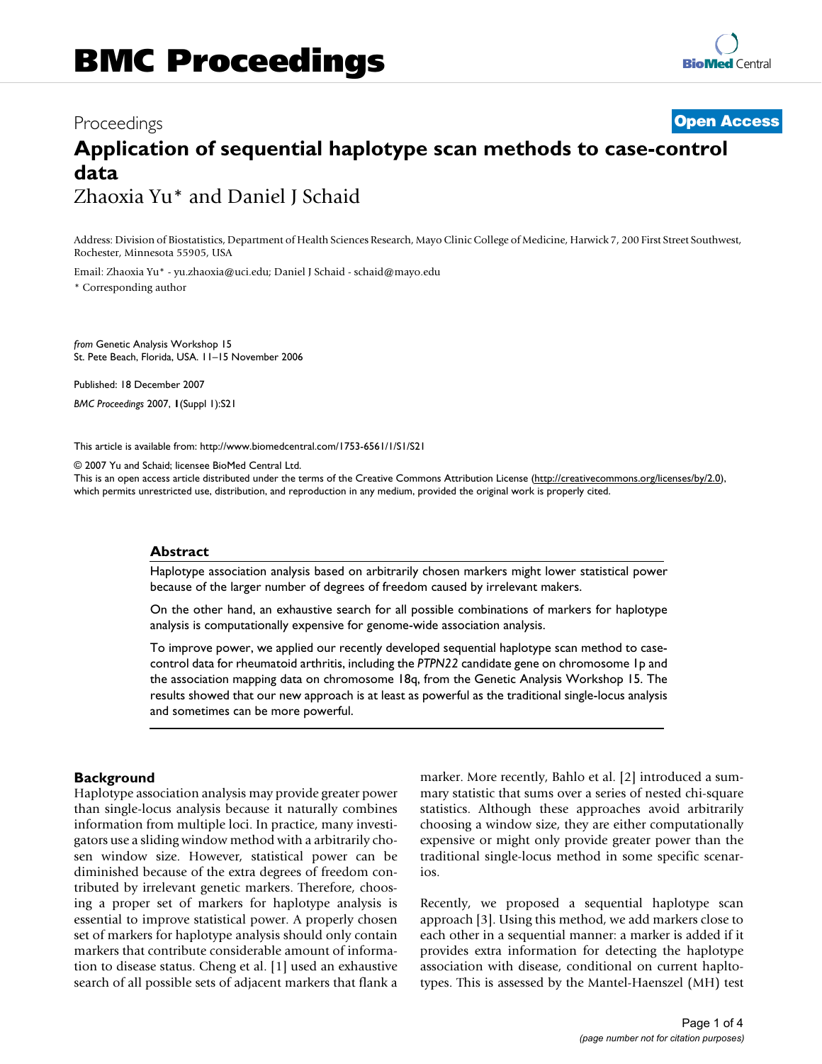# BMC Proceedings

Proceedings **Open Access**

# Application of sequential haplotype scan methods to case-control data

Zhaoxia Yu* and Daniel J Schaid

Address: Division of Biostatistics, Department of Health Sciences Research, Mayo Clinic College of Medicine, Harwick 7, 200 First Street Southwest, Rochester, Minnesota 55905, USA

Email: Zhaoxia Yu* - yu.zhaoxia@uci.edu; Daniel J Schaid - schaid@mayo.edu

\* Corresponding author

*from* Genetic Analysis Workshop 15
St. Pete Beach, Florida, USA. 11–15 November 2006

Published: 18 December 2007

*BMC Proceedings* 2007, **1**(Suppl 1):S21

This article is available from: http://www.biomedcentral.com/1753-6561/1/S1/S21

© 2007 Yu and Schaid; licensee BioMed Central Ltd.
This is an open access article distributed under the terms of the Creative Commons Attribution License (http://creativecommons.org/licenses/by/2.0), which permits unrestricted use, distribution, and reproduction in any medium, provided the original work is properly cited.

## Abstract

Haplotype association analysis based on arbitrarily chosen markers might lower statistical power because of the larger number of degrees of freedom caused by irrelevant makers.

On the other hand, an exhaustive search for all possible combinations of markers for haplotype analysis is computationally expensive for genome-wide association analysis.

To improve power, we applied our recently developed sequential haplotype scan method to case-control data for rheumatoid arthritis, including the *PTPN22* candidate gene on chromosome 1p and the association mapping data on chromosome 18q, from the Genetic Analysis Workshop 15. The results showed that our new approach is at least as powerful as the traditional single-locus analysis and sometimes can be more powerful.

## Background

Haplotype association analysis may provide greater power than single-locus analysis because it naturally combines information from multiple loci. In practice, many investigators use a sliding window method with a arbitrarily chosen window size. However, statistical power can be diminished because of the extra degrees of freedom contributed by irrelevant genetic markers. Therefore, choosing a proper set of markers for haplotype analysis is essential to improve statistical power. A properly chosen set of markers for haplotype analysis should only contain markers that contribute considerable amount of information to disease status. Cheng et al. [1] used an exhaustive search of all possible sets of adjacent markers that flank a marker. More recently, Bahlo et al. [2] introduced a summary statistic that sums over a series of nested chi-square statistics. Although these approaches avoid arbitrarily choosing a window size, they are either computationally expensive or might only provide greater power than the traditional single-locus method in some specific scenarios.

Recently, we proposed a sequential haplotype scan approach [3]. Using this method, we add markers close to each other in a sequential manner: a marker is added if it provides extra information for detecting the haplotype association with disease, conditional on current haplotypes. This is assessed by the Mantel-Haenszel (MH) test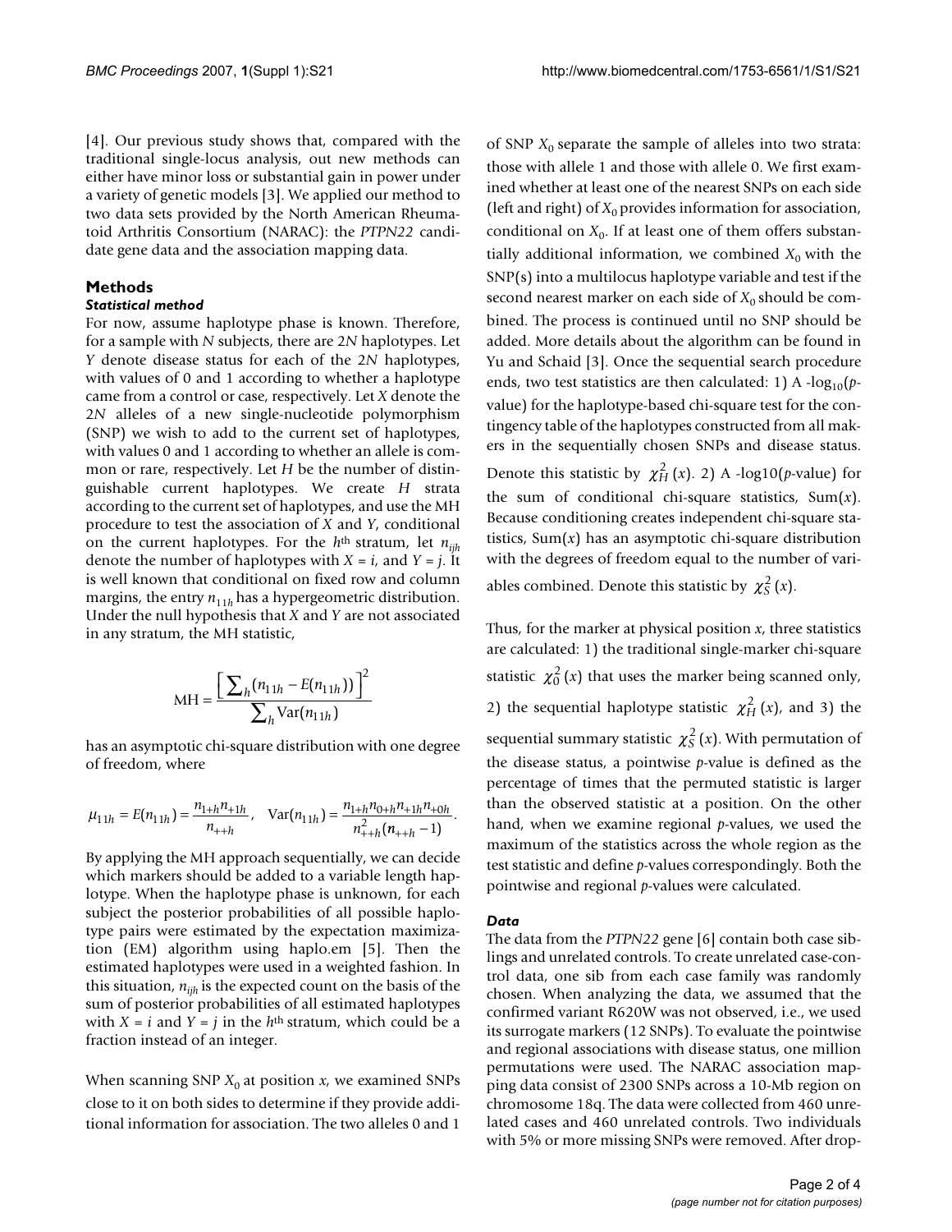[4]. Our previous study shows that, compared with the traditional single-locus analysis, out new methods can either have minor loss or substantial gain in power under a variety of genetic models [3]. We applied our method to two data sets provided by the North American Rheumatoid Arthritis Consortium (NARAC): the *PTPN22* candidate gene data and the association mapping data.

## Methods

### Statistical method

For now, assume haplotype phase is known. Therefore, for a sample with $N$ subjects, there are $2N$ haplotypes. Let $Y$ denote disease status for each of the $2N$ haplotypes, with values of 0 and 1 according to whether a haplotype came from a control or case, respectively. Let $X$ denote the $2N$ alleles of a new single-nucleotide polymorphism (SNP) we wish to add to the current set of haplotypes, with values 0 and 1 according to whether an allele is common or rare, respectively. Let $H$ be the number of distinguishable current haplotypes. We create $H$ strata according to the current set of haplotypes, and use the MH procedure to test the association of $X$ and $Y$, conditional on the current haplotypes. For the $h^{\text{th}}$ stratum, let $n_{ijh}$ denote the number of haplotypes with $X = i$, and $Y = j$. It is well known that conditional on fixed row and column margins, the entry $n_{11h}$ has a hypergeometric distribution. Under the null hypothesis that $X$ and $Y$ are not associated in any stratum, the MH statistic,

$$\text{MH} = \frac{\left[\sum_h (n_{11h} - E(n_{11h}))\right]^2}{\sum_h \text{Var}(n_{11h})}$$

has an asymptotic chi-square distribution with one degree of freedom, where

$$\mu_{11h} = E(n_{11h}) = \frac{n_{1+h}n_{+1h}}{n_{++h}}, \quad \text{Var}(n_{11h}) = \frac{n_{1+h}n_{0+h}n_{+1h}n_{+0h}}{n_{++h}^2(n_{++h}-1)}.$$

By applying the MH approach sequentially, we can decide which markers should be added to a variable length haplotype. When the haplotype phase is unknown, for each subject the posterior probabilities of all possible haplotype pairs were estimated by the expectation maximization (EM) algorithm using haplo.em [5]. Then the estimated haplotypes were used in a weighted fashion. In this situation, $n_{ijh}$ is the expected count on the basis of the sum of posterior probabilities of all estimated haplotypes with $X = i$ and $Y = j$ in the $h^{\text{th}}$ stratum, which could be a fraction instead of an integer.

When scanning SNP $X_0$ at position $x$, we examined SNPs close to it on both sides to determine if they provide additional information for association. The two alleles 0 and 1 of SNP $X_0$ separate the sample of alleles into two strata: those with allele 1 and those with allele 0. We first examined whether at least one of the nearest SNPs on each side (left and right) of $X_0$ provides information for association, conditional on $X_0$. If at least one of them offers substantially additional information, we combined $X_0$ with the SNP(s) into a multilocus haplotype variable and test if the second nearest marker on each side of $X_0$ should be combined. The process is continued until no SNP should be added. More details about the algorithm can be found in Yu and Schaid [3]. Once the sequential search procedure ends, two test statistics are then calculated: 1) A -$\log_{10}$($p$-value) for the haplotype-based chi-square test for the contingency table of the haplotypes constructed from all makers in the sequentially chosen SNPs and disease status. Denote this statistic by $\chi_H^2(x)$. 2) A -log10($p$-value) for the sum of conditional chi-square statistics, Sum($x$). Because conditioning creates independent chi-square statistics, Sum($x$) has an asymptotic chi-square distribution with the degrees of freedom equal to the number of variables combined. Denote this statistic by $\chi_S^2(x)$.

Thus, for the marker at physical position $x$, three statistics are calculated: 1) the traditional single-marker chi-square statistic $\chi_0^2(x)$ that uses the marker being scanned only, 2) the sequential haplotype statistic $\chi_H^2(x)$, and 3) the sequential summary statistic $\chi_S^2(x)$. With permutation of the disease status, a pointwise $p$-value is defined as the percentage of times that the permuted statistic is larger than the observed statistic at a position. On the other hand, when we examine regional $p$-values, we used the maximum of the statistics across the whole region as the test statistic and define $p$-values correspondingly. Both the pointwise and regional $p$-values were calculated.

### Data

The data from the *PTPN22* gene [6] contain both case siblings and unrelated controls. To create unrelated case-control data, one sib from each case family was randomly chosen. When analyzing the data, we assumed that the confirmed variant R620W was not observed, i.e., we used its surrogate markers (12 SNPs). To evaluate the pointwise and regional associations with disease status, one million permutations were used. The NARAC association mapping data consist of 2300 SNPs across a 10-Mb region on chromosome 18q. The data were collected from 460 unrelated cases and 460 unrelated controls. Two individuals with 5% or more missing SNPs were removed. After drop-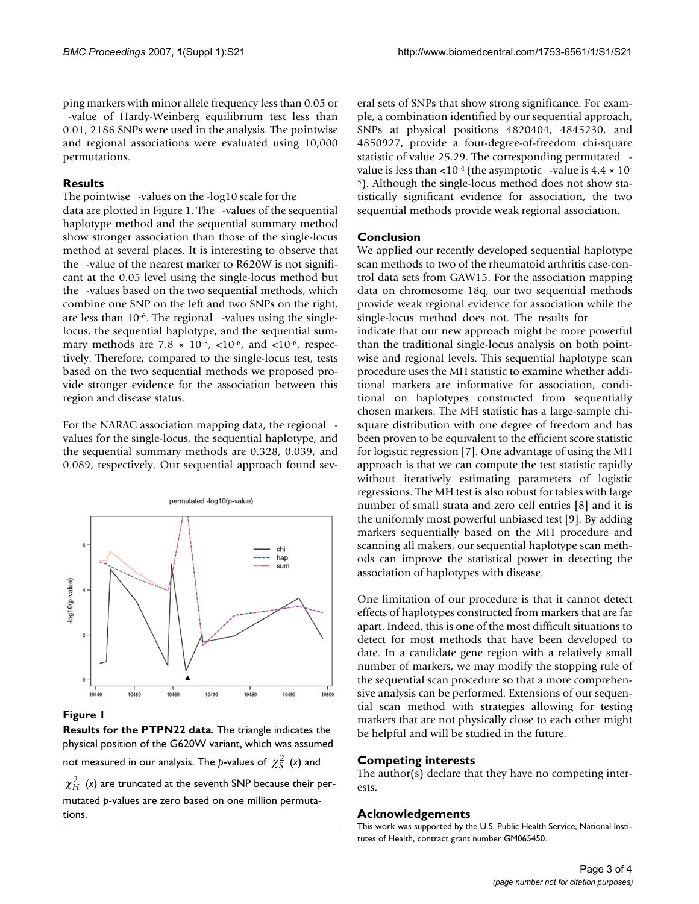ping markers with minor allele frequency less than 0.05 or -value of Hardy-Weinberg equilibrium test less than 0.01, 2186 SNPs were used in the analysis. The pointwise and regional associations were evaluated using 10,000 permutations.

## Results

The pointwise -values on the -log10 scale for the data are plotted in Figure 1. The -values of the sequential haplotype method and the sequential summary method show stronger association than those of the single-locus method at several places. It is interesting to observe that the -value of the nearest marker to R620W is not significant at the 0.05 level using the single-locus method but the -values based on the two sequential methods, which combine one SNP on the left and two SNPs on the right, are less than $10^{-6}$. The regional -values using the single-locus, the sequential haplotype, and the sequential summary methods are $7.8 \times 10^{-5}$, $<10^{-6}$, and $<10^{-6}$, respectively. Therefore, compared to the single-locus test, tests based on the two sequential methods we proposed provide stronger evidence for the association between this region and disease status.

For the NARAC association mapping data, the regional -values for the single-locus, the sequential haplotype, and the sequential summary methods are 0.328, 0.039, and 0.089, respectively. Our sequential approach found several sets of SNPs that show strong significance. For example, a combination identified by our sequential approach, SNPs at physical positions 4820404, 4845230, and 4850927, provide a four-degree-of-freedom chi-square statistic of value 25.29. The corresponding permutated -value is less than $<10^{-4}$ (the asymptotic -value is $4.4 \times 10^{-5}$). Although the single-locus method does not show statistically significant evidence for association, the two sequential methods provide weak regional association.

**Figure 1**

**Results for the PTPN22 data**. The triangle indicates the physical position of the G620W variant, which was assumed not measured in our analysis. The *p*-values of $\chi^2_S$ (*x*) and $\chi^2_H$ (*x*) are truncated at the seventh SNP because their permutated *p*-values are zero based on one million permutations.

## Conclusion

We applied our recently developed sequential haplotype scan methods to two of the rheumatoid arthritis case-control data sets from GAW15. For the association mapping data on chromosome 18q, our two sequential methods provide weak regional evidence for association while the single-locus method does not. The results for indicate that our new approach might be more powerful than the traditional single-locus analysis on both pointwise and regional levels. This sequential haplotype scan procedure uses the MH statistic to examine whether additional markers are informative for association, conditional on haplotypes constructed from sequentially chosen markers. The MH statistic has a large-sample chi-square distribution with one degree of freedom and has been proven to be equivalent to the efficient score statistic for logistic regression [7]. One advantage of using the MH approach is that we can compute the test statistic rapidly without iteratively estimating parameters of logistic regressions. The MH test is also robust for tables with large number of small strata and zero cell entries [8] and it is the uniformly most powerful unbiased test [9]. By adding markers sequentially based on the MH procedure and scanning all makers, our sequential haplotype scan methods can improve the statistical power in detecting the association of haplotypes with disease.

One limitation of our procedure is that it cannot detect effects of haplotypes constructed from markers that are far apart. Indeed, this is one of the most difficult situations to detect for most methods that have been developed to date. In a candidate gene region with a relatively small number of markers, we may modify the stopping rule of the sequential scan procedure so that a more comprehensive analysis can be performed. Extensions of our sequential scan method with strategies allowing for testing markers that are not physically close to each other might be helpful and will be studied in the future.

## Competing interests

The author(s) declare that they have no competing interests.

## Acknowledgements

This work was supported by the U.S. Public Health Service, National Institutes of Health, contract grant number GM065450.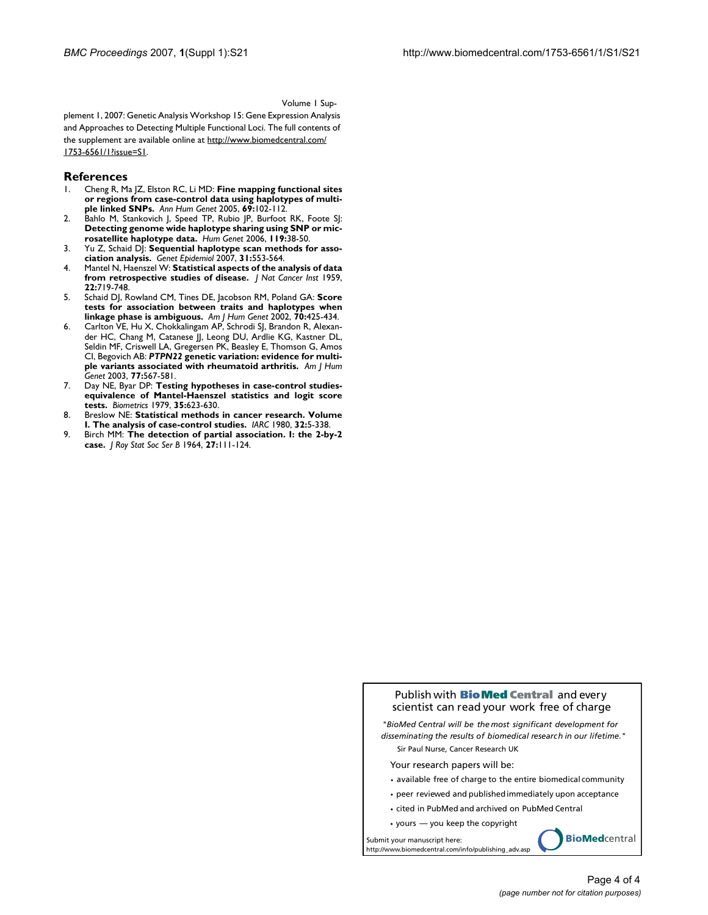Volume 1 Supplement 1, 2007: Genetic Analysis Workshop 15: Gene Expression Analysis and Approaches to Detecting Multiple Functional Loci. The full contents of the supplement are available online at http://www.biomedcentral.com/1753-6561/1?issue=S1.

## References

1. Cheng R, Ma JZ, Elston RC, Li MD: **Fine mapping functional sites or regions from case-control data using haplotypes of multiple linked SNPs.** *Ann Hum Genet* 2005, **69:**102-112.
2. Bahlo M, Stankovich J, Speed TP, Rubio JP, Burfoot RK, Foote SJ: **Detecting genome wide haplotype sharing using SNP or microsatellite haplotype data.** *Hum Genet* 2006, **119:**38-50.
3. Yu Z, Schaid DJ: **Sequential haplotype scan methods for association analysis.** *Genet Epidemiol* 2007, **31:**553-564.
4. Mantel N, Haenszel W: **Statistical aspects of the analysis of data from retrospective studies of disease.** *J Nat Cancer Inst* 1959, **22:**719-748.
5. Schaid DJ, Rowland CM, Tines DE, Jacobson RM, Poland GA: **Score tests for association between traits and haplotypes when linkage phase is ambiguous.** *Am J Hum Genet* 2002, **70:**425-434.
6. Carlton VE, Hu X, Chokkalingam AP, Schrodi SJ, Brandon R, Alexander HC, Chang M, Catanese JJ, Leong DU, Ardlie KG, Kastner DL, Seldin MF, Criswell LA, Gregersen PK, Beasley E, Thomson G, Amos CI, Begovich AB: ***PTPN22*** **genetic variation: evidence for multiple variants associated with rheumatoid arthritis.** *Am J Hum Genet* 2003, **77:**567-581.
7. Day NE, Byar DP: **Testing hypotheses in case-control studies-equivalence of Mantel-Haenszel statistics and logit score tests.** *Biometrics* 1979, **35:**623-630.
8. Breslow NE: **Statistical methods in cancer research. Volume I. The analysis of case-control studies.** *IARC* 1980, **32:**5-338.
9. Birch MM: **The detection of partial association. I: the 2-by-2 case.** *J Roy Stat Soc Ser B* 1964, **27:**111-124.

Publish with **BioMed Central** and every scientist can read your work free of charge

*"BioMed Central will be the most significant development for disseminating the results of biomedical research in our lifetime."*

Sir Paul Nurse, Cancer Research UK

Your research papers will be:

- available free of charge to the entire biomedical community
- peer reviewed and published immediately upon acceptance
- cited in PubMed and archived on PubMed Central
- yours — you keep the copyright

Submit your manuscript here:
http://www.biomedcentral.com/info/publishing_adv.asp

BioMedcentral